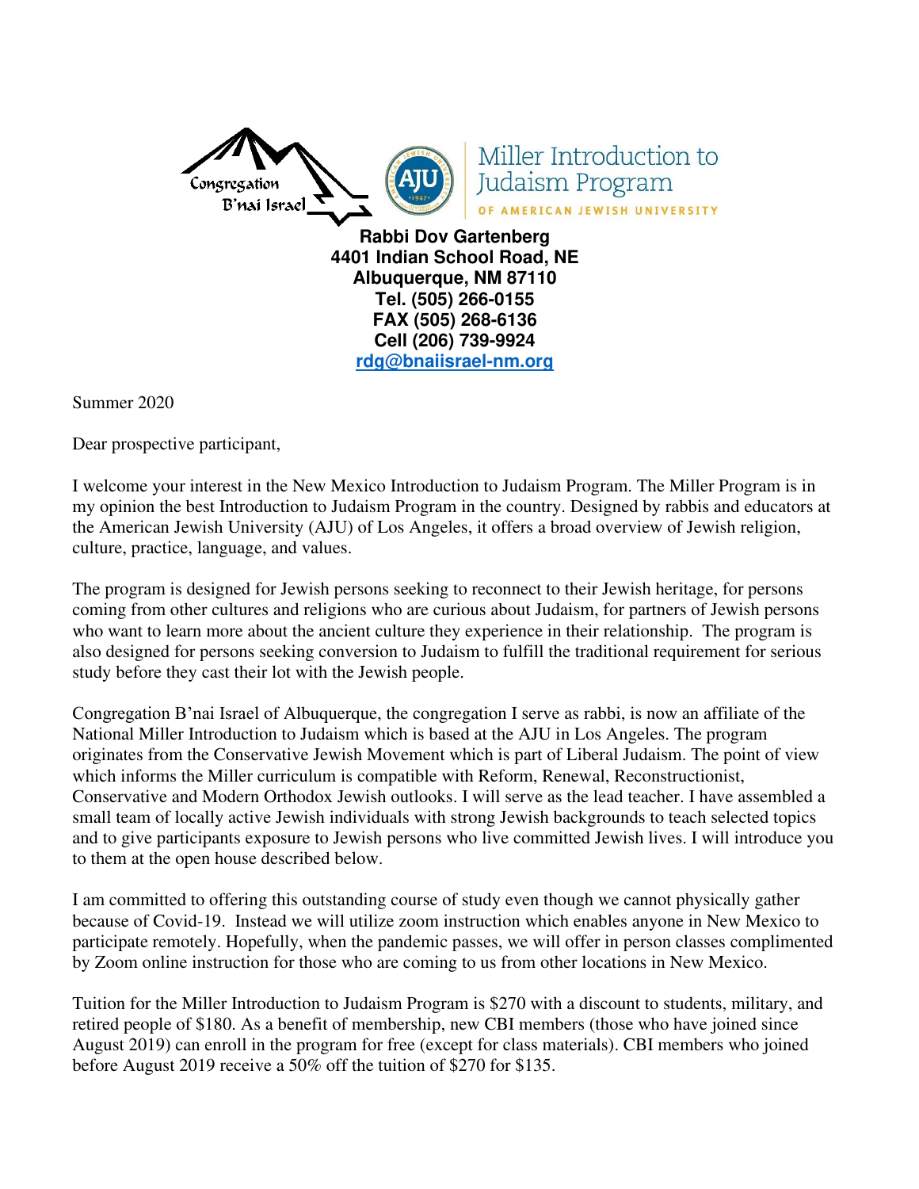Congregation B'nai Israel

Miller Introduction to Judaism Program

OF AMERICAN JEWISH UNIVERSITY

**Rabbi Dov Gartenberg**
**4401 Indian School Road, NE**
**Albuquerque, NM 87110**
**Tel. (505) 266-0155**
**FAX (505) 268-6136**
**Cell (206) 739-9924**
**rdg@bnaiisrael-nm.org**

Summer 2020

Dear prospective participant,

I welcome your interest in the New Mexico Introduction to Judaism Program. The Miller Program is in my opinion the best Introduction to Judaism Program in the country. Designed by rabbis and educators at the American Jewish University (AJU) of Los Angeles, it offers a broad overview of Jewish religion, culture, practice, language, and values.

The program is designed for Jewish persons seeking to reconnect to their Jewish heritage, for persons coming from other cultures and religions who are curious about Judaism, for partners of Jewish persons who want to learn more about the ancient culture they experience in their relationship. The program is also designed for persons seeking conversion to Judaism to fulfill the traditional requirement for serious study before they cast their lot with the Jewish people.

Congregation B'nai Israel of Albuquerque, the congregation I serve as rabbi, is now an affiliate of the National Miller Introduction to Judaism which is based at the AJU in Los Angeles. The program originates from the Conservative Jewish Movement which is part of Liberal Judaism. The point of view which informs the Miller curriculum is compatible with Reform, Renewal, Reconstructionist, Conservative and Modern Orthodox Jewish outlooks. I will serve as the lead teacher. I have assembled a small team of locally active Jewish individuals with strong Jewish backgrounds to teach selected topics and to give participants exposure to Jewish persons who live committed Jewish lives. I will introduce you to them at the open house described below.

I am committed to offering this outstanding course of study even though we cannot physically gather because of Covid-19. Instead we will utilize zoom instruction which enables anyone in New Mexico to participate remotely. Hopefully, when the pandemic passes, we will offer in person classes complimented by Zoom online instruction for those who are coming to us from other locations in New Mexico.

Tuition for the Miller Introduction to Judaism Program is $270 with a discount to students, military, and retired people of $180. As a benefit of membership, new CBI members (those who have joined since August 2019) can enroll in the program for free (except for class materials). CBI members who joined before August 2019 receive a 50% off the tuition of $270 for $135.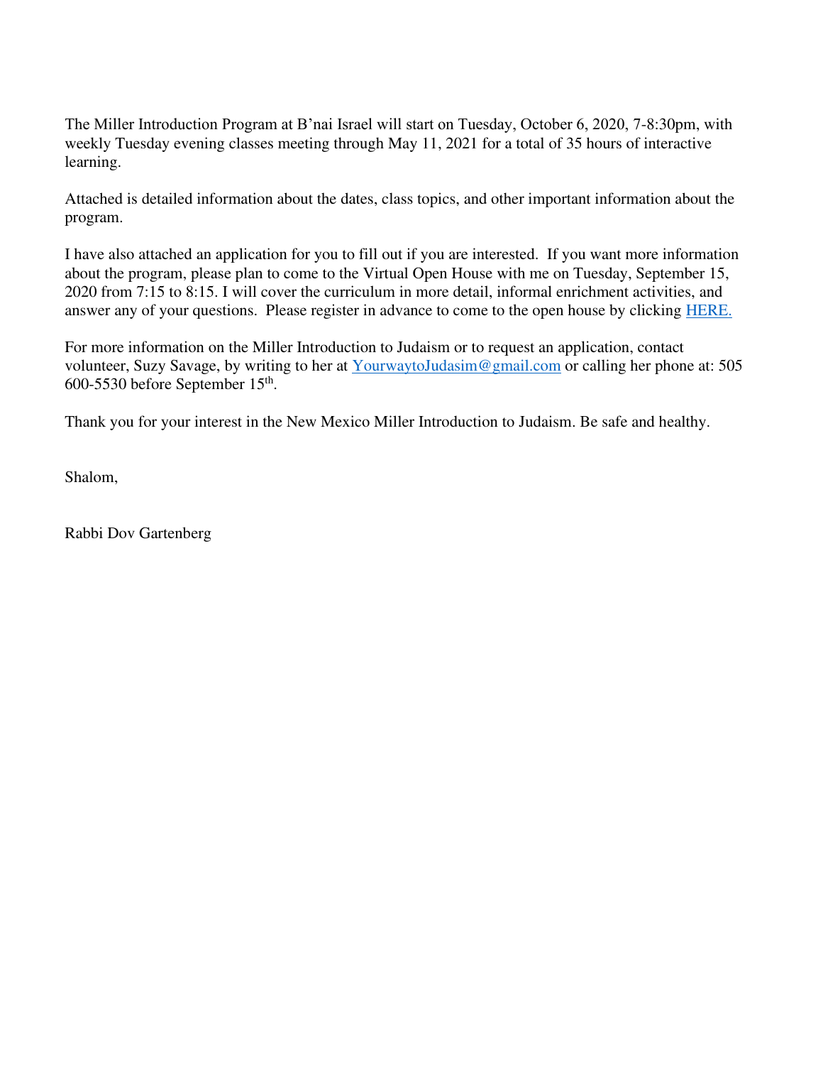The Miller Introduction Program at B'nai Israel will start on Tuesday, October 6, 2020, 7-8:30pm, with weekly Tuesday evening classes meeting through May 11, 2021 for a total of 35 hours of interactive learning.

Attached is detailed information about the dates, class topics, and other important information about the program.

I have also attached an application for you to fill out if you are interested. If you want more information about the program, please plan to come to the Virtual Open House with me on Tuesday, September 15, 2020 from 7:15 to 8:15. I will cover the curriculum in more detail, informal enrichment activities, and answer any of your questions. Please register in advance to come to the open house by clicking HERE.

For more information on the Miller Introduction to Judaism or to request an application, contact volunteer, Suzy Savage, by writing to her at YourwaytoJudasim@gmail.com or calling her phone at: 505 600-5530 before September 15th.

Thank you for your interest in the New Mexico Miller Introduction to Judaism. Be safe and healthy.

Shalom,

Rabbi Dov Gartenberg